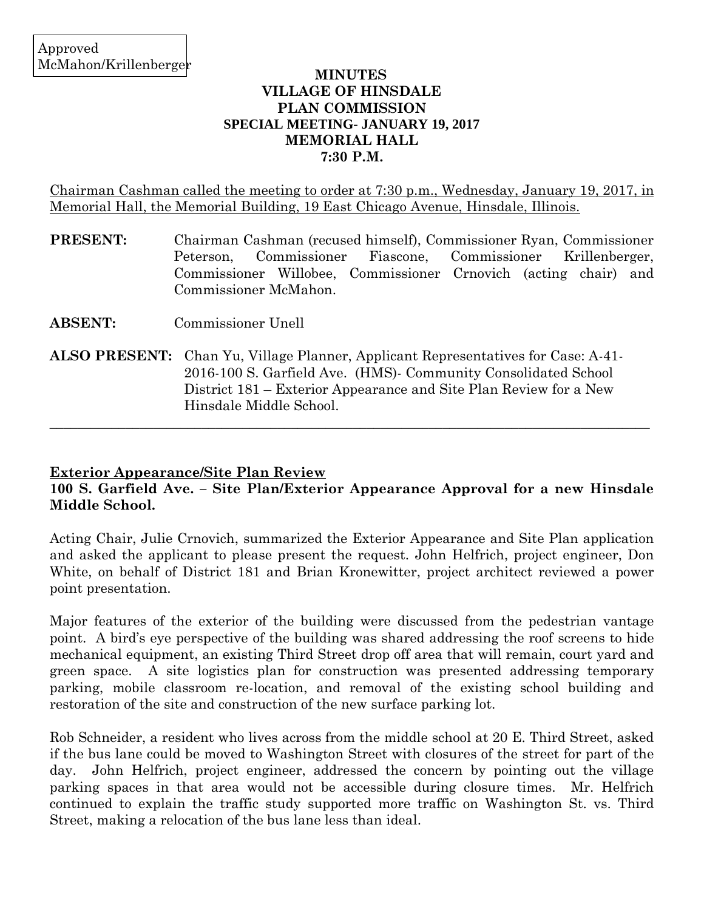Approved
McMahon/Krillenberger

**MINUTES**
**VILLAGE OF HINSDALE**
**PLAN COMMISSION**
**SPECIAL MEETING- JANUARY 19, 2017**
**MEMORIAL HALL**
**7:30 P.M.**

Chairman Cashman called the meeting to order at 7:30 p.m., Wednesday, January 19, 2017, in Memorial Hall, the Memorial Building, 19 East Chicago Avenue, Hinsdale, Illinois.

**PRESENT:** Chairman Cashman (recused himself), Commissioner Ryan, Commissioner Peterson, Commissioner Fiascone, Commissioner Krillenberger, Commissioner Willobee, Commissioner Crnovich (acting chair) and Commissioner McMahon.

**ABSENT:** Commissioner Unell

**ALSO PRESENT:** Chan Yu, Village Planner, Applicant Representatives for Case: A-41-2016-100 S. Garfield Ave. (HMS)- Community Consolidated School District 181 – Exterior Appearance and Site Plan Review for a New Hinsdale Middle School.

---

**Exterior Appearance/Site Plan Review**

**100 S. Garfield Ave. – Site Plan/Exterior Appearance Approval for a new Hinsdale Middle School.**

Acting Chair, Julie Crnovich, summarized the Exterior Appearance and Site Plan application and asked the applicant to please present the request. John Helfrich, project engineer, Don White, on behalf of District 181 and Brian Kronewitter, project architect reviewed a power point presentation.

Major features of the exterior of the building were discussed from the pedestrian vantage point. A bird's eye perspective of the building was shared addressing the roof screens to hide mechanical equipment, an existing Third Street drop off area that will remain, court yard and green space. A site logistics plan for construction was presented addressing temporary parking, mobile classroom re-location, and removal of the existing school building and restoration of the site and construction of the new surface parking lot.

Rob Schneider, a resident who lives across from the middle school at 20 E. Third Street, asked if the bus lane could be moved to Washington Street with closures of the street for part of the day. John Helfrich, project engineer, addressed the concern by pointing out the village parking spaces in that area would not be accessible during closure times. Mr. Helfrich continued to explain the traffic study supported more traffic on Washington St. vs. Third Street, making a relocation of the bus lane less than ideal.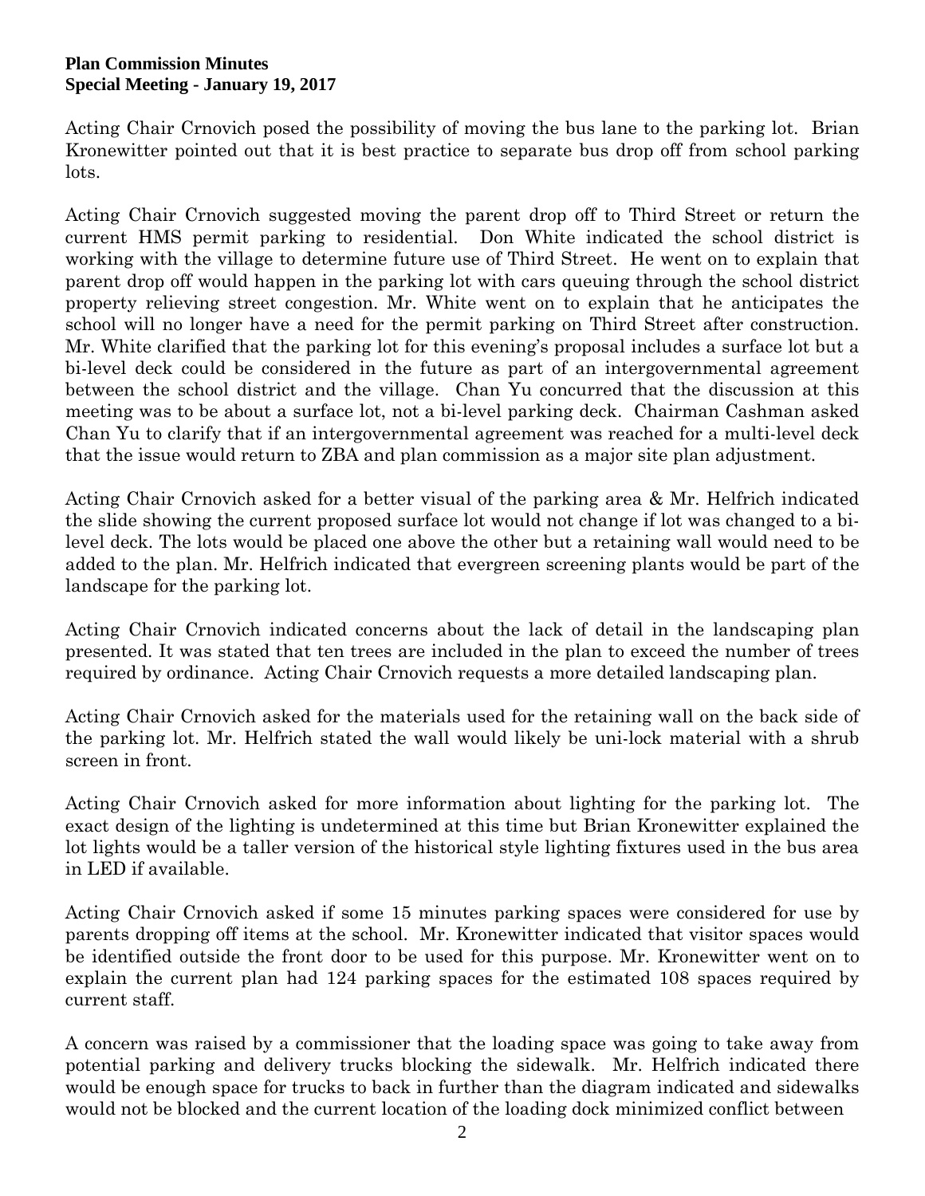Acting Chair Crnovich posed the possibility of moving the bus lane to the parking lot. Brian Kronewitter pointed out that it is best practice to separate bus drop off from school parking lots.

Acting Chair Crnovich suggested moving the parent drop off to Third Street or return the current HMS permit parking to residential. Don White indicated the school district is working with the village to determine future use of Third Street. He went on to explain that parent drop off would happen in the parking lot with cars queuing through the school district property relieving street congestion. Mr. White went on to explain that he anticipates the school will no longer have a need for the permit parking on Third Street after construction. Mr. White clarified that the parking lot for this evening's proposal includes a surface lot but a bi-level deck could be considered in the future as part of an intergovernmental agreement between the school district and the village. Chan Yu concurred that the discussion at this meeting was to be about a surface lot, not a bi-level parking deck. Chairman Cashman asked Chan Yu to clarify that if an intergovernmental agreement was reached for a multi-level deck that the issue would return to ZBA and plan commission as a major site plan adjustment.

Acting Chair Crnovich asked for a better visual of the parking area & Mr. Helfrich indicated the slide showing the current proposed surface lot would not change if lot was changed to a bi-level deck. The lots would be placed one above the other but a retaining wall would need to be added to the plan. Mr. Helfrich indicated that evergreen screening plants would be part of the landscape for the parking lot.

Acting Chair Crnovich indicated concerns about the lack of detail in the landscaping plan presented. It was stated that ten trees are included in the plan to exceed the number of trees required by ordinance. Acting Chair Crnovich requests a more detailed landscaping plan.

Acting Chair Crnovich asked for the materials used for the retaining wall on the back side of the parking lot. Mr. Helfrich stated the wall would likely be uni-lock material with a shrub screen in front.

Acting Chair Crnovich asked for more information about lighting for the parking lot. The exact design of the lighting is undetermined at this time but Brian Kronewitter explained the lot lights would be a taller version of the historical style lighting fixtures used in the bus area in LED if available.

Acting Chair Crnovich asked if some 15 minutes parking spaces were considered for use by parents dropping off items at the school. Mr. Kronewitter indicated that visitor spaces would be identified outside the front door to be used for this purpose. Mr. Kronewitter went on to explain the current plan had 124 parking spaces for the estimated 108 spaces required by current staff.

A concern was raised by a commissioner that the loading space was going to take away from potential parking and delivery trucks blocking the sidewalk. Mr. Helfrich indicated there would be enough space for trucks to back in further than the diagram indicated and sidewalks would not be blocked and the current location of the loading dock minimized conflict between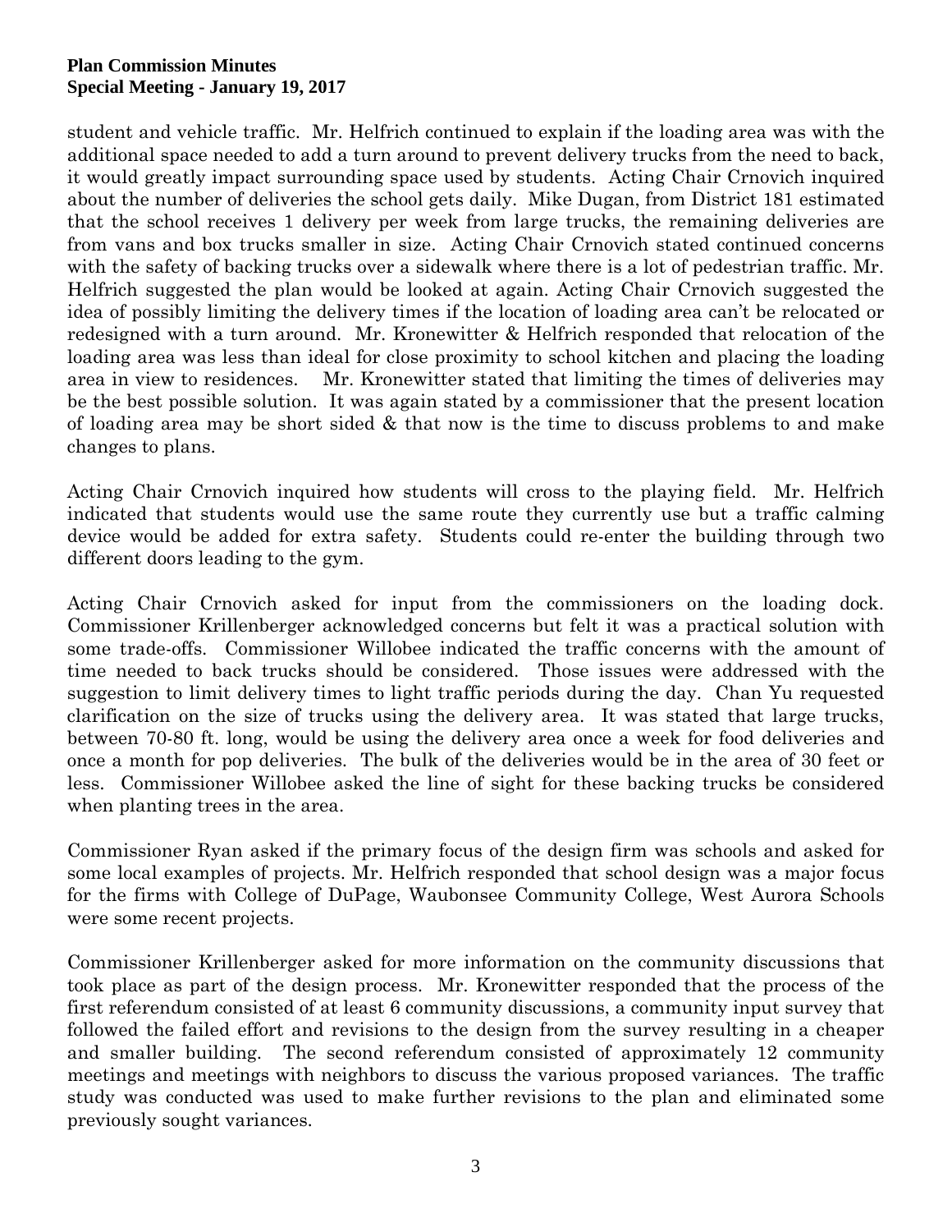student and vehicle traffic. Mr. Helfrich continued to explain if the loading area was with the additional space needed to add a turn around to prevent delivery trucks from the need to back, it would greatly impact surrounding space used by students. Acting Chair Crnovich inquired about the number of deliveries the school gets daily. Mike Dugan, from District 181 estimated that the school receives 1 delivery per week from large trucks, the remaining deliveries are from vans and box trucks smaller in size. Acting Chair Crnovich stated continued concerns with the safety of backing trucks over a sidewalk where there is a lot of pedestrian traffic. Mr. Helfrich suggested the plan would be looked at again. Acting Chair Crnovich suggested the idea of possibly limiting the delivery times if the location of loading area can't be relocated or redesigned with a turn around. Mr. Kronewitter & Helfrich responded that relocation of the loading area was less than ideal for close proximity to school kitchen and placing the loading area in view to residences. Mr. Kronewitter stated that limiting the times of deliveries may be the best possible solution. It was again stated by a commissioner that the present location of loading area may be short sided & that now is the time to discuss problems to and make changes to plans.

Acting Chair Crnovich inquired how students will cross to the playing field. Mr. Helfrich indicated that students would use the same route they currently use but a traffic calming device would be added for extra safety. Students could re-enter the building through two different doors leading to the gym.

Acting Chair Crnovich asked for input from the commissioners on the loading dock. Commissioner Krillenberger acknowledged concerns but felt it was a practical solution with some trade-offs. Commissioner Willobee indicated the traffic concerns with the amount of time needed to back trucks should be considered. Those issues were addressed with the suggestion to limit delivery times to light traffic periods during the day. Chan Yu requested clarification on the size of trucks using the delivery area. It was stated that large trucks, between 70-80 ft. long, would be using the delivery area once a week for food deliveries and once a month for pop deliveries. The bulk of the deliveries would be in the area of 30 feet or less. Commissioner Willobee asked the line of sight for these backing trucks be considered when planting trees in the area.

Commissioner Ryan asked if the primary focus of the design firm was schools and asked for some local examples of projects. Mr. Helfrich responded that school design was a major focus for the firms with College of DuPage, Waubonsee Community College, West Aurora Schools were some recent projects.

Commissioner Krillenberger asked for more information on the community discussions that took place as part of the design process. Mr. Kronewitter responded that the process of the first referendum consisted of at least 6 community discussions, a community input survey that followed the failed effort and revisions to the design from the survey resulting in a cheaper and smaller building. The second referendum consisted of approximately 12 community meetings and meetings with neighbors to discuss the various proposed variances. The traffic study was conducted was used to make further revisions to the plan and eliminated some previously sought variances.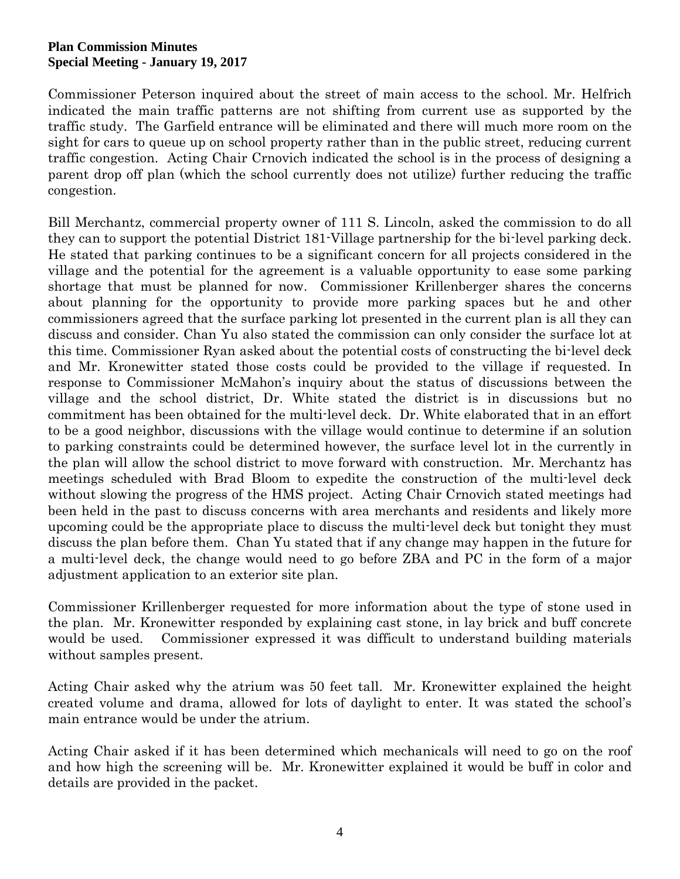Commissioner Peterson inquired about the street of main access to the school. Mr. Helfrich indicated the main traffic patterns are not shifting from current use as supported by the traffic study. The Garfield entrance will be eliminated and there will much more room on the sight for cars to queue up on school property rather than in the public street, reducing current traffic congestion. Acting Chair Crnovich indicated the school is in the process of designing a parent drop off plan (which the school currently does not utilize) further reducing the traffic congestion.

Bill Merchantz, commercial property owner of 111 S. Lincoln, asked the commission to do all they can to support the potential District 181-Village partnership for the bi-level parking deck. He stated that parking continues to be a significant concern for all projects considered in the village and the potential for the agreement is a valuable opportunity to ease some parking shortage that must be planned for now. Commissioner Krillenberger shares the concerns about planning for the opportunity to provide more parking spaces but he and other commissioners agreed that the surface parking lot presented in the current plan is all they can discuss and consider. Chan Yu also stated the commission can only consider the surface lot at this time. Commissioner Ryan asked about the potential costs of constructing the bi-level deck and Mr. Kronewitter stated those costs could be provided to the village if requested. In response to Commissioner McMahon's inquiry about the status of discussions between the village and the school district, Dr. White stated the district is in discussions but no commitment has been obtained for the multi-level deck. Dr. White elaborated that in an effort to be a good neighbor, discussions with the village would continue to determine if an solution to parking constraints could be determined however, the surface level lot in the currently in the plan will allow the school district to move forward with construction. Mr. Merchantz has meetings scheduled with Brad Bloom to expedite the construction of the multi-level deck without slowing the progress of the HMS project. Acting Chair Crnovich stated meetings had been held in the past to discuss concerns with area merchants and residents and likely more upcoming could be the appropriate place to discuss the multi-level deck but tonight they must discuss the plan before them. Chan Yu stated that if any change may happen in the future for a multi-level deck, the change would need to go before ZBA and PC in the form of a major adjustment application to an exterior site plan.

Commissioner Krillenberger requested for more information about the type of stone used in the plan. Mr. Kronewitter responded by explaining cast stone, in lay brick and buff concrete would be used. Commissioner expressed it was difficult to understand building materials without samples present.

Acting Chair asked why the atrium was 50 feet tall. Mr. Kronewitter explained the height created volume and drama, allowed for lots of daylight to enter. It was stated the school's main entrance would be under the atrium.

Acting Chair asked if it has been determined which mechanicals will need to go on the roof and how high the screening will be. Mr. Kronewitter explained it would be buff in color and details are provided in the packet.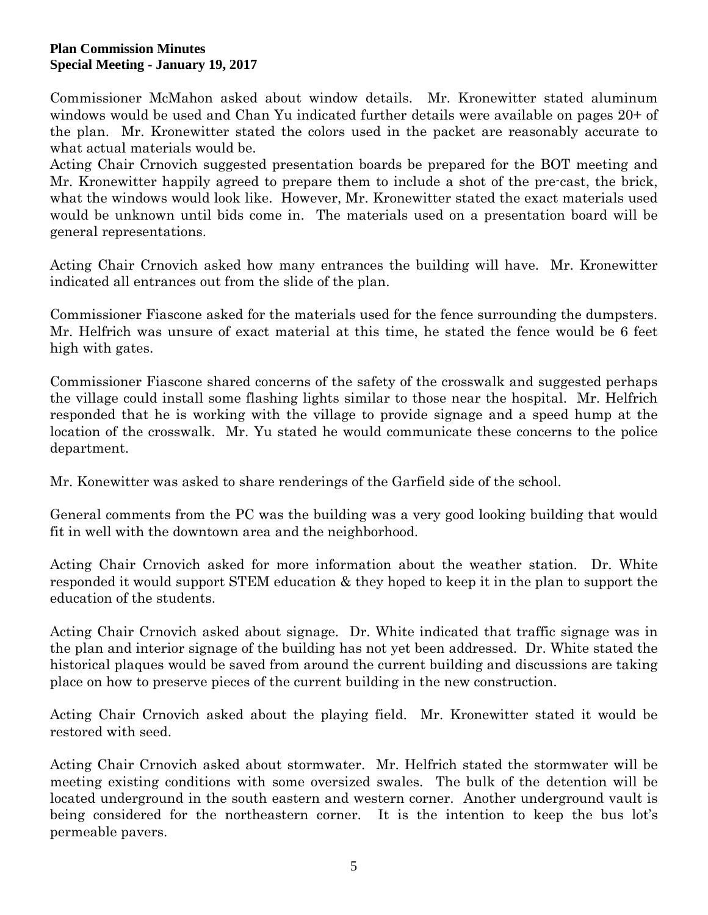Commissioner McMahon asked about window details. Mr. Kronewitter stated aluminum windows would be used and Chan Yu indicated further details were available on pages 20+ of the plan. Mr. Kronewitter stated the colors used in the packet are reasonably accurate to what actual materials would be.
Acting Chair Crnovich suggested presentation boards be prepared for the BOT meeting and Mr. Kronewitter happily agreed to prepare them to include a shot of the pre-cast, the brick, what the windows would look like. However, Mr. Kronewitter stated the exact materials used would be unknown until bids come in. The materials used on a presentation board will be general representations.

Acting Chair Crnovich asked how many entrances the building will have. Mr. Kronewitter indicated all entrances out from the slide of the plan.

Commissioner Fiascone asked for the materials used for the fence surrounding the dumpsters. Mr. Helfrich was unsure of exact material at this time, he stated the fence would be 6 feet high with gates.

Commissioner Fiascone shared concerns of the safety of the crosswalk and suggested perhaps the village could install some flashing lights similar to those near the hospital. Mr. Helfrich responded that he is working with the village to provide signage and a speed hump at the location of the crosswalk. Mr. Yu stated he would communicate these concerns to the police department.

Mr. Konewitter was asked to share renderings of the Garfield side of the school.

General comments from the PC was the building was a very good looking building that would fit in well with the downtown area and the neighborhood.

Acting Chair Crnovich asked for more information about the weather station. Dr. White responded it would support STEM education & they hoped to keep it in the plan to support the education of the students.

Acting Chair Crnovich asked about signage. Dr. White indicated that traffic signage was in the plan and interior signage of the building has not yet been addressed. Dr. White stated the historical plaques would be saved from around the current building and discussions are taking place on how to preserve pieces of the current building in the new construction.

Acting Chair Crnovich asked about the playing field. Mr. Kronewitter stated it would be restored with seed.

Acting Chair Crnovich asked about stormwater. Mr. Helfrich stated the stormwater will be meeting existing conditions with some oversized swales. The bulk of the detention will be located underground in the south eastern and western corner. Another underground vault is being considered for the northeastern corner. It is the intention to keep the bus lot's permeable pavers.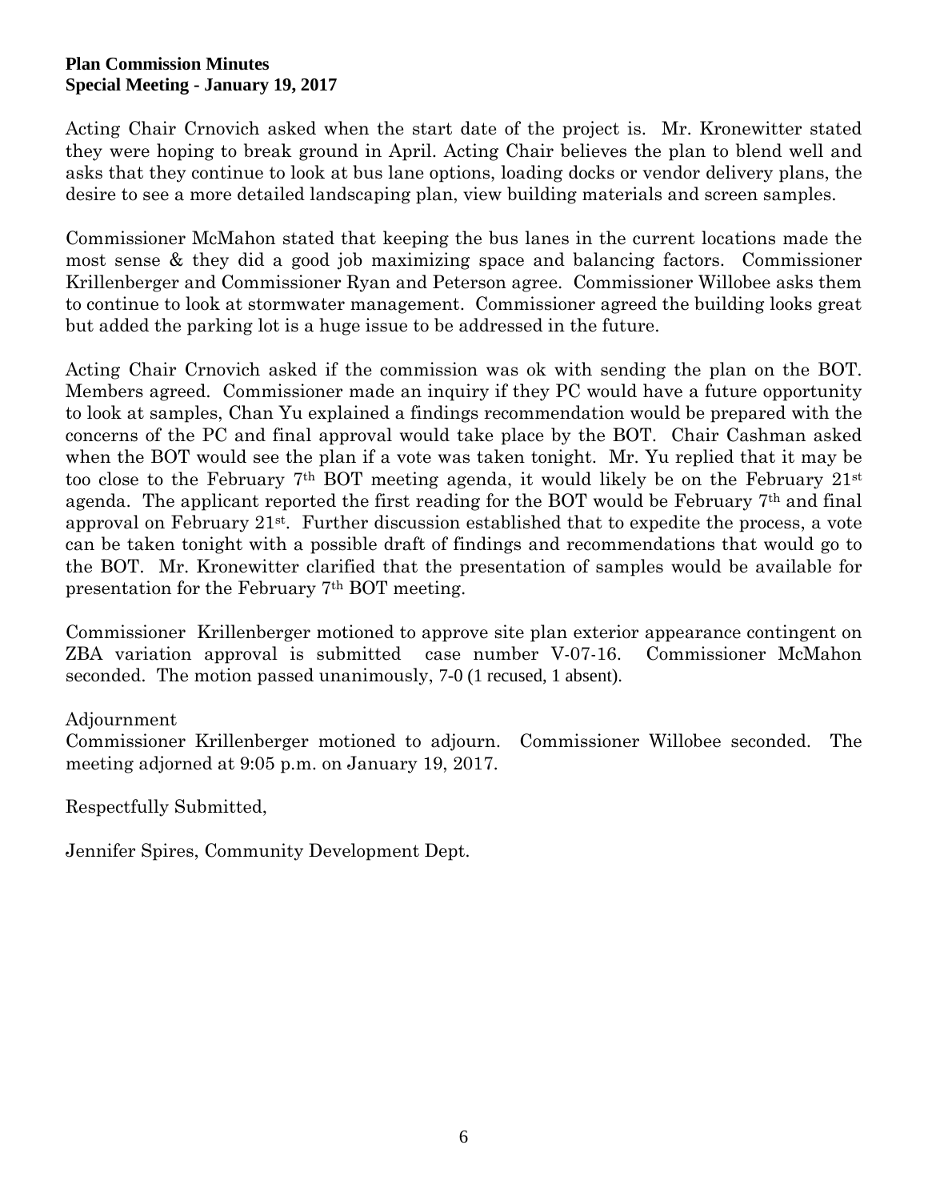**Plan Commission Minutes**
**Special Meeting - January 19, 2017**

Acting Chair Crnovich asked when the start date of the project is. Mr. Kronewitter stated they were hoping to break ground in April. Acting Chair believes the plan to blend well and asks that they continue to look at bus lane options, loading docks or vendor delivery plans, the desire to see a more detailed landscaping plan, view building materials and screen samples.

Commissioner McMahon stated that keeping the bus lanes in the current locations made the most sense & they did a good job maximizing space and balancing factors. Commissioner Krillenberger and Commissioner Ryan and Peterson agree. Commissioner Willobee asks them to continue to look at stormwater management. Commissioner agreed the building looks great but added the parking lot is a huge issue to be addressed in the future.

Acting Chair Crnovich asked if the commission was ok with sending the plan on the BOT. Members agreed. Commissioner made an inquiry if they PC would have a future opportunity to look at samples, Chan Yu explained a findings recommendation would be prepared with the concerns of the PC and final approval would take place by the BOT. Chair Cashman asked when the BOT would see the plan if a vote was taken tonight. Mr. Yu replied that it may be too close to the February 7th BOT meeting agenda, it would likely be on the February 21st agenda. The applicant reported the first reading for the BOT would be February 7th and final approval on February 21st. Further discussion established that to expedite the process, a vote can be taken tonight with a possible draft of findings and recommendations that would go to the BOT. Mr. Kronewitter clarified that the presentation of samples would be available for presentation for the February 7th BOT meeting.

Commissioner Krillenberger motioned to approve site plan exterior appearance contingent on ZBA variation approval is submitted case number V-07-16. Commissioner McMahon seconded. The motion passed unanimously, 7-0 (1 recused, 1 absent).

Adjournment

Commissioner Krillenberger motioned to adjourn. Commissioner Willobee seconded. The meeting adjorned at 9:05 p.m. on January 19, 2017.

Respectfully Submitted,

Jennifer Spires, Community Development Dept.